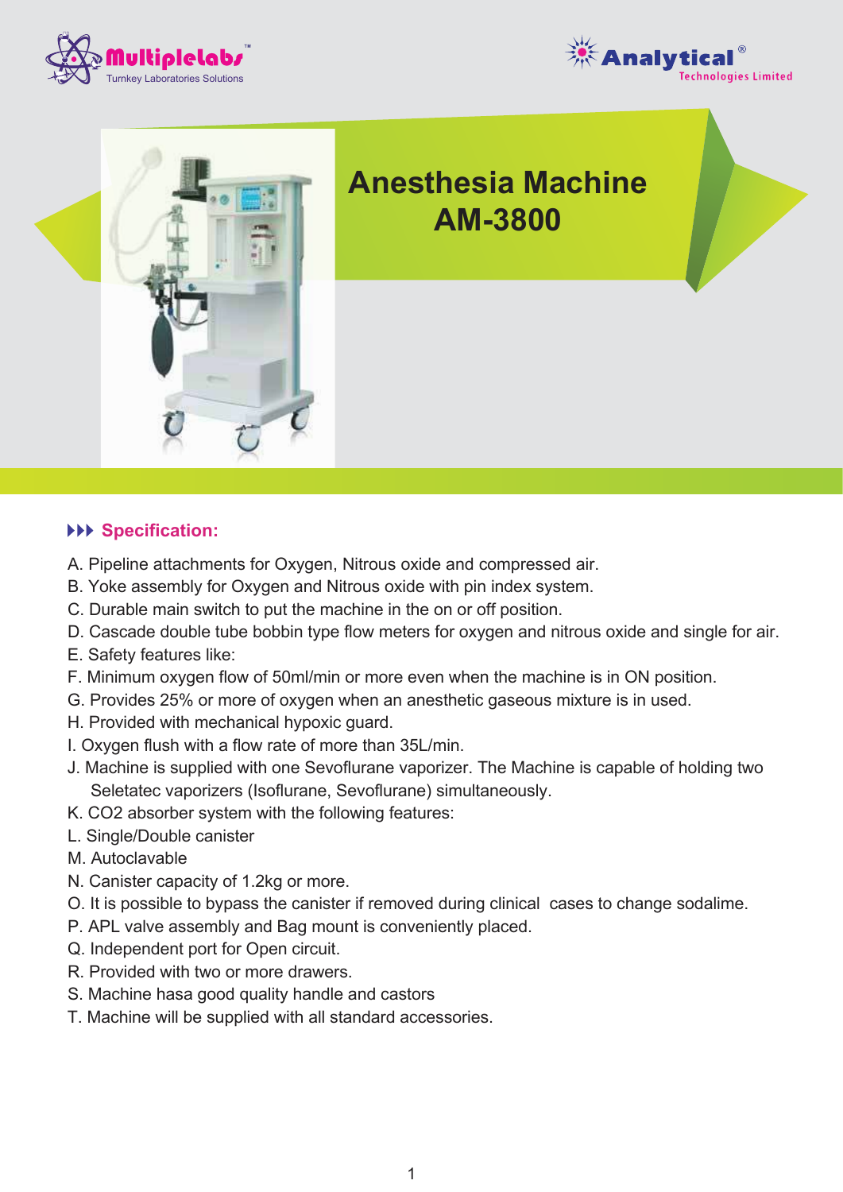Multiplelabs™
Turnkey Laboratories Solutions

Analytical®
Technologies Limited

# Anesthesia Machine AM-3800

## Specification:

A. Pipeline attachments for Oxygen, Nitrous oxide and compressed air.
B. Yoke assembly for Oxygen and Nitrous oxide with pin index system.
C. Durable main switch to put the machine in the on or off position.
D. Cascade double tube bobbin type flow meters for oxygen and nitrous oxide and single for air.
E. Safety features like:
F. Minimum oxygen flow of 50ml/min or more even when the machine is in ON position.
G. Provides 25% or more of oxygen when an anesthetic gaseous mixture is in used.
H. Provided with mechanical hypoxic guard.
I. Oxygen flush with a flow rate of more than 35L/min.
J. Machine is supplied with one Sevoflurane vaporizer. The Machine is capable of holding two Seletatec vaporizers (Isoflurane, Sevoflurane) simultaneously.
K. $CO_2$ absorber system with the following features:
L. Single/Double canister
M. Autoclavable
N. Canister capacity of 1.2kg or more.
O. It is possible to bypass the canister if removed during clinical cases to change sodalime.
P. APL valve assembly and Bag mount is conveniently placed.
Q. Independent port for Open circuit.
R. Provided with two or more drawers.
S. Machine hasa good quality handle and castors
T. Machine will be supplied with all standard accessories.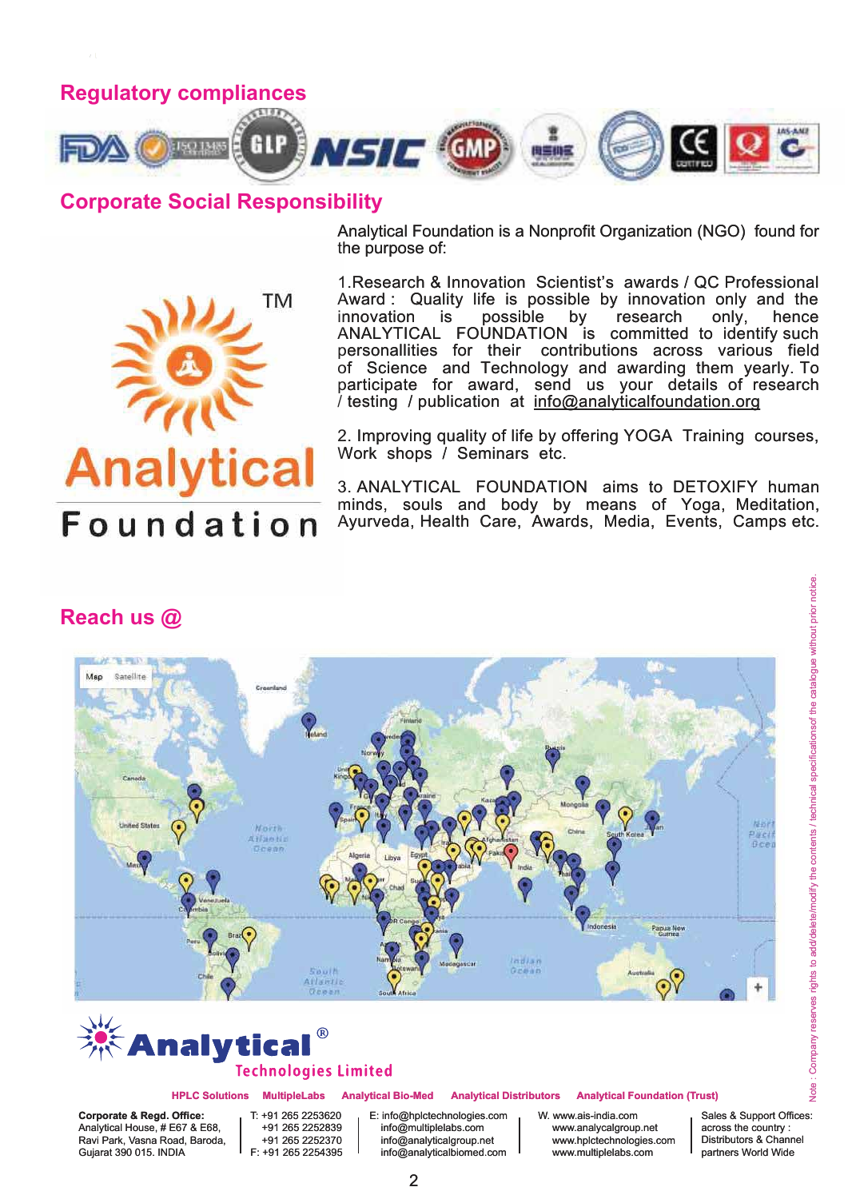## Regulatory compliances

## Corporate Social Responsibility

Analytical Foundation is a Nonprofit Organization (NGO) found for the purpose of:

1.Research & Innovation Scientist's awards / QC Professional Award : Quality life is possible by innovation only and the innovation is possible by research only, hence ANALYTICAL FOUNDATION is committed to identify such personallities for their contributions across various field of Science and Technology and awarding them yearly. To participate for award, send us your details of research / testing / publication at info@analyticalfoundation.org

2. Improving quality of life by offering YOGA Training courses, Work shops / Seminars etc.

3. ANALYTICAL FOUNDATION aims to DETOXIFY human minds, souls and body by means of Yoga, Meditation, Ayurveda, Health Care, Awards, Media, Events, Camps etc.

## Reach us @

Analytical® Technologies Limited

HPLC Solutions | MultipleLabs | Analytical Bio-Med | Analytical Distributors | Analytical Foundation (Trust)

**Corporate & Regd. Office:**
Analytical House, # E67 & E68,
Ravi Park, Vasna Road, Baroda,
Gujarat 390 015. INDIA

T: +91 265 2253620
+91 265 2252839
+91 265 2252370
F: +91 265 2254395

E: info@hplctechnologies.com
info@multiplelabs.com
info@analyticalgroup.net
info@analyticalbiomed.com

W. www.ais-india.com
www.analycalgroup.net
www.hplctechnologies.com
www.multiplelabs.com

Sales & Support Offices:
across the country :
Distributors & Channel
partners World Wide

Note : Company reserves rights to add/delete/modify the contents / technical specificationsof the catalogue without prior notice.